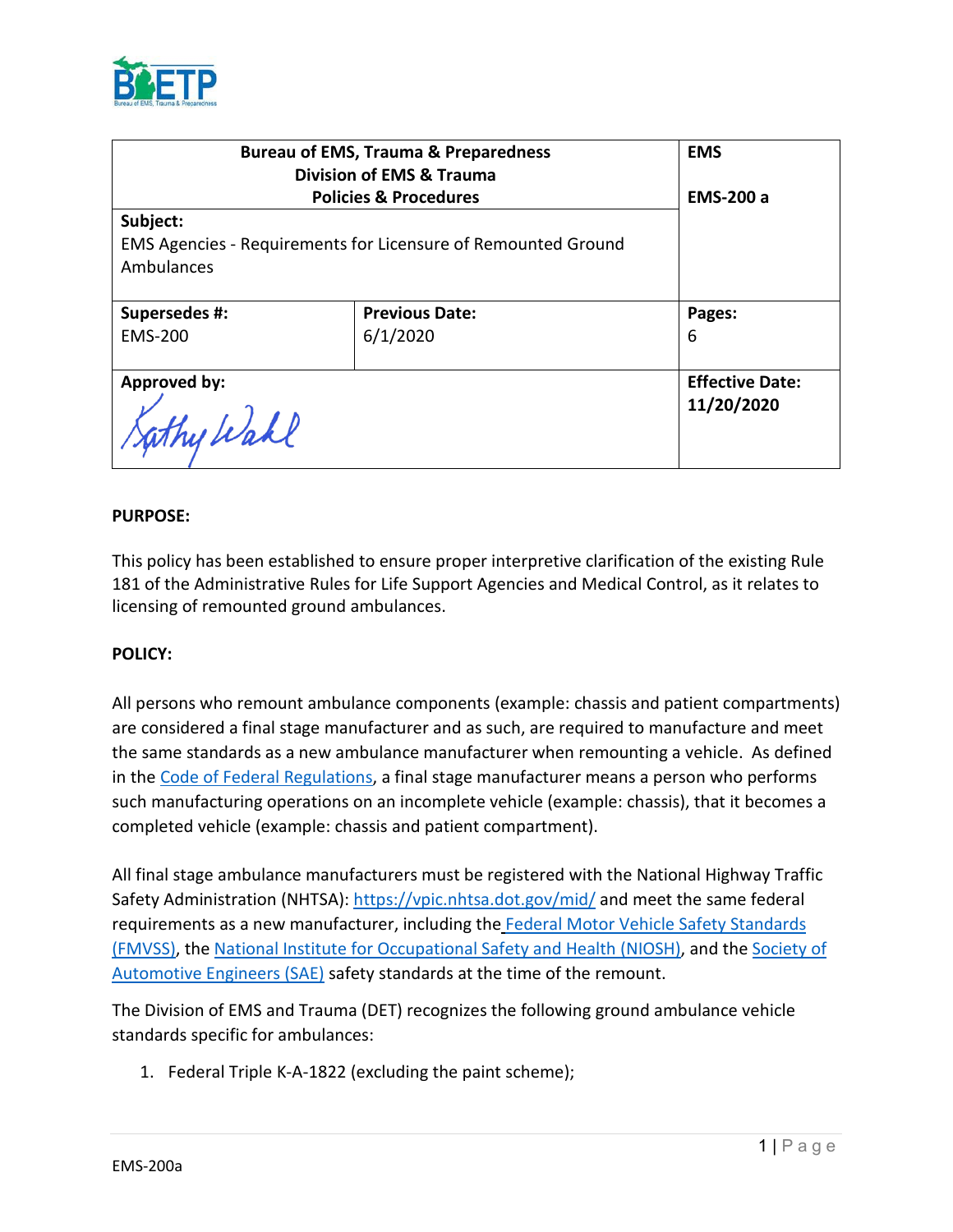| Bureau of EMS, Trauma & Preparedness<br>Division of EMS & Trauma<br>Policies & Procedures | | EMS<br><br>EMS-200 a |
|---|---|---|
| **Subject:**<br>EMS Agencies - Requirements for Licensure of Remounted Ground Ambulances | | |
| **Supersedes #:**<br>EMS-200 | **Previous Date:**<br>6/1/2020 | **Pages:**<br>6 |
| **Approved by:**<br>Kathy Wahl | | **Effective Date:**<br>**11/20/2020** |

**PURPOSE:**

This policy has been established to ensure proper interpretive clarification of the existing Rule 181 of the Administrative Rules for Life Support Agencies and Medical Control, as it relates to licensing of remounted ground ambulances.

**POLICY:**

All persons who remount ambulance components (example: chassis and patient compartments) are considered a final stage manufacturer and as such, are required to manufacture and meet the same standards as a new ambulance manufacturer when remounting a vehicle. As defined in the Code of Federal Regulations, a final stage manufacturer means a person who performs such manufacturing operations on an incomplete vehicle (example: chassis), that it becomes a completed vehicle (example: chassis and patient compartment).

All final stage ambulance manufacturers must be registered with the National Highway Traffic Safety Administration (NHTSA): https://vpic.nhtsa.dot.gov/mid/ and meet the same federal requirements as a new manufacturer, including the Federal Motor Vehicle Safety Standards (FMVSS), the National Institute for Occupational Safety and Health (NIOSH), and the Society of Automotive Engineers (SAE) safety standards at the time of the remount.

The Division of EMS and Trauma (DET) recognizes the following ground ambulance vehicle standards specific for ambulances:

1. Federal Triple K-A-1822 (excluding the paint scheme);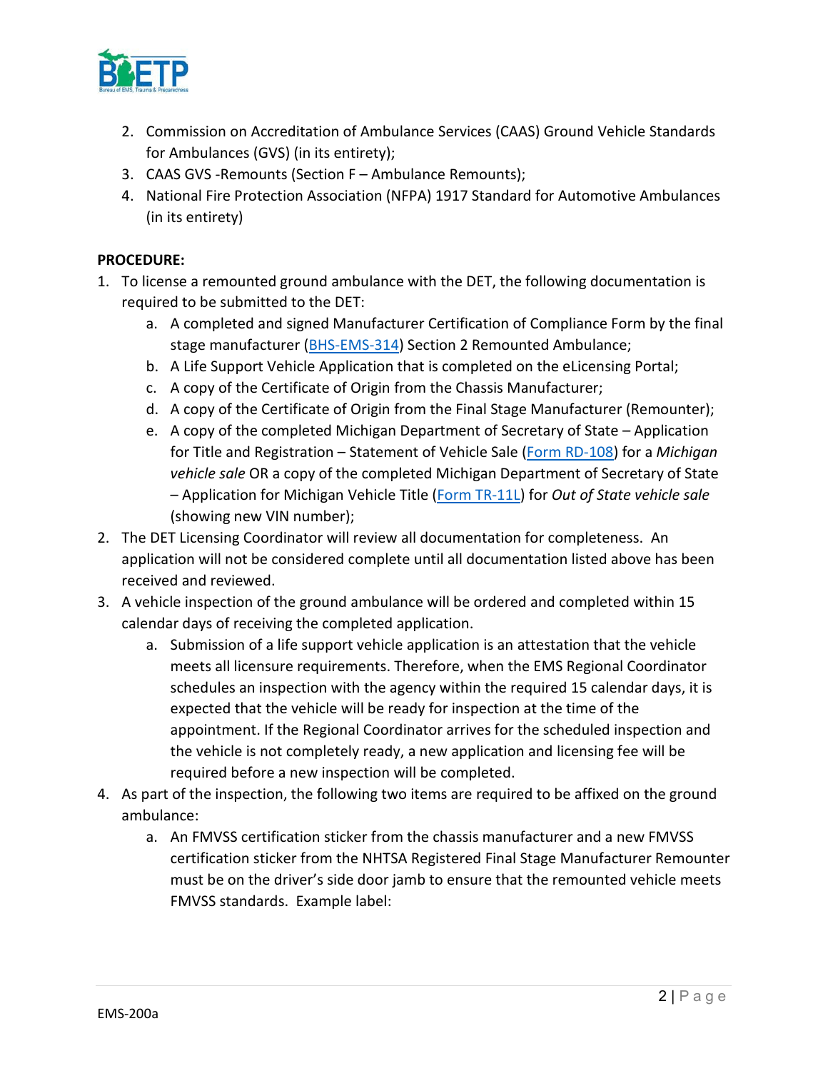2. Commission on Accreditation of Ambulance Services (CAAS) Ground Vehicle Standards for Ambulances (GVS) (in its entirety);
3. CAAS GVS -Remounts (Section F – Ambulance Remounts);
4. National Fire Protection Association (NFPA) 1917 Standard for Automotive Ambulances (in its entirety)

**PROCEDURE:**

1. To license a remounted ground ambulance with the DET, the following documentation is required to be submitted to the DET:
   a. A completed and signed Manufacturer Certification of Compliance Form by the final stage manufacturer (BHS-EMS-314) Section 2 Remounted Ambulance;
   b. A Life Support Vehicle Application that is completed on the eLicensing Portal;
   c. A copy of the Certificate of Origin from the Chassis Manufacturer;
   d. A copy of the Certificate of Origin from the Final Stage Manufacturer (Remounter);
   e. A copy of the completed Michigan Department of Secretary of State – Application for Title and Registration – Statement of Vehicle Sale (Form RD-108) for a *Michigan vehicle sale* OR a copy of the completed Michigan Department of Secretary of State – Application for Michigan Vehicle Title (Form TR-11L) for *Out of State vehicle sale* (showing new VIN number);
2. The DET Licensing Coordinator will review all documentation for completeness. An application will not be considered complete until all documentation listed above has been received and reviewed.
3. A vehicle inspection of the ground ambulance will be ordered and completed within 15 calendar days of receiving the completed application.
   a. Submission of a life support vehicle application is an attestation that the vehicle meets all licensure requirements. Therefore, when the EMS Regional Coordinator schedules an inspection with the agency within the required 15 calendar days, it is expected that the vehicle will be ready for inspection at the time of the appointment. If the Regional Coordinator arrives for the scheduled inspection and the vehicle is not completely ready, a new application and licensing fee will be required before a new inspection will be completed.
4. As part of the inspection, the following two items are required to be affixed on the ground ambulance:
   a. An FMVSS certification sticker from the chassis manufacturer and a new FMVSS certification sticker from the NHTSA Registered Final Stage Manufacturer Remounter must be on the driver's side door jamb to ensure that the remounted vehicle meets FMVSS standards. Example label: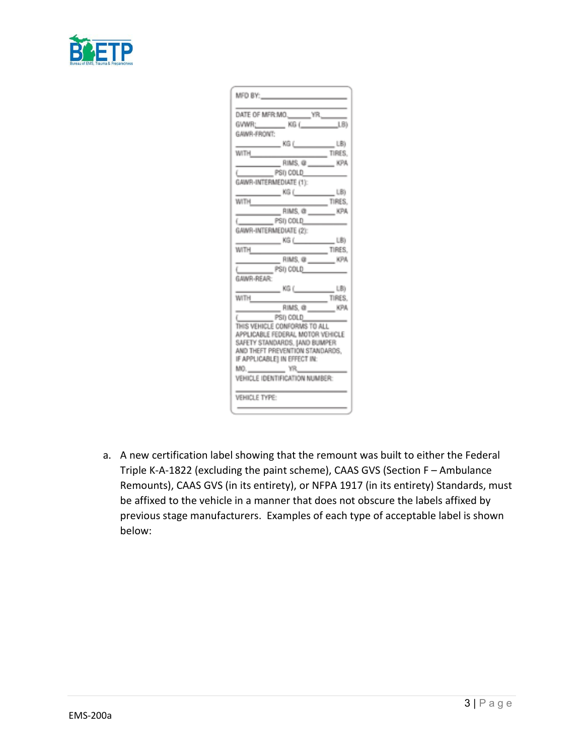MFD BY: ______________________

______________________________

DATE OF MFR:MO.______YR.______

GVWR:________ KG (__________LB)

GAWR-FRONT:

__________ KG (__________ LB)

WITH______________________ TIRES,

__________ RIMS, @ ________ KPA

(__________ PSI) COLD____________

GAWR-INTERMEDIATE (1):

__________ KG (__________ LB)

WITH______________________ TIRES,

__________ RIMS, @ ________ KPA

(__________ PSI) COLD____________

GAWR-INTERMEDIATE (2):

__________ KG (__________ LB)

WITH______________________ TIRES,

__________ RIMS, @ ________ KPA

(__________ PSI) COLD____________

GAWR-REAR:

__________ KG (__________ LB)

WITH______________________ TIRES,

__________ RIMS, @ ________ KPA

(__________ PSI) COLD____________

THIS VEHICLE CONFORMS TO ALL APPLICABLE FEDERAL MOTOR VEHICLE SAFETY STANDARDS, [AND BUMPER AND THEFT PREVENTION STANDARDS, IF APPLICABLE] IN EFFECT IN:

MO. __________ YR.____________

VEHICLE IDENTIFICATION NUMBER:

______________________________

VEHICLE TYPE:

______________________________

a. A new certification label showing that the remount was built to either the Federal Triple K-A-1822 (excluding the paint scheme), CAAS GVS (Section F – Ambulance Remounts), CAAS GVS (in its entirety), or NFPA 1917 (in its entirety) Standards, must be affixed to the vehicle in a manner that does not obscure the labels affixed by previous stage manufacturers. Examples of each type of acceptable label is shown below: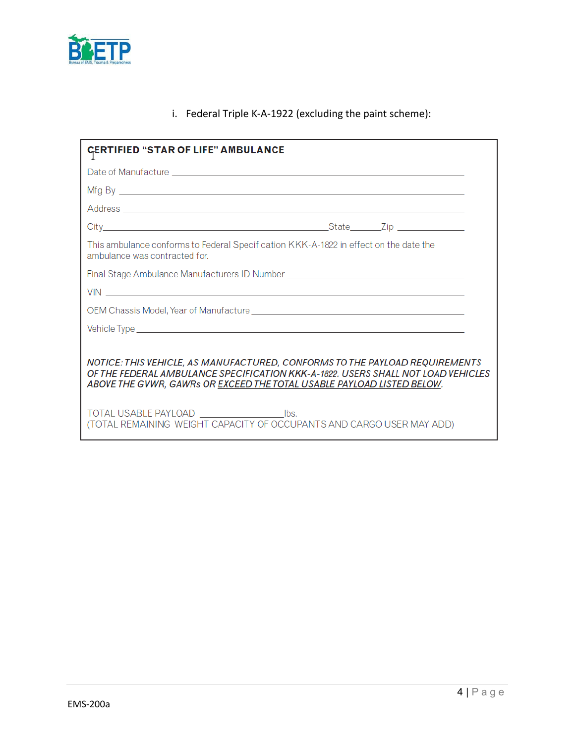i. Federal Triple K-A-1922 (excluding the paint scheme):

**CERTIFIED "STAR OF LIFE" AMBULANCE**

Date of Manufacture ______________________________

Mfg By ______________________________

Address ______________________________

City______________________________State______Zip ____________

This ambulance conforms to Federal Specification KKK-A-1822 in effect on the date the ambulance was contracted for.

Final Stage Ambulance Manufacturers ID Number ______________________________

VIN ______________________________

OEM Chassis Model, Year of Manufacture ______________________________

Vehicle Type ______________________________

*NOTICE: THIS VEHICLE, AS MANUFACTURED, CONFORMS TO THE PAYLOAD REQUIREMENTS OF THE FEDERAL AMBULANCE SPECIFICATION KKK-A-1822. USERS SHALL NOT LOAD VEHICLES ABOVE THE GVWR, GAWRs OR <u>EXCEED THE TOTAL USABLE PAYLOAD LISTED BELOW</u>.*

TOTAL USABLE PAYLOAD ________________lbs.
(TOTAL REMAINING WEIGHT CAPACITY OF OCCUPANTS AND CARGO USER MAY ADD)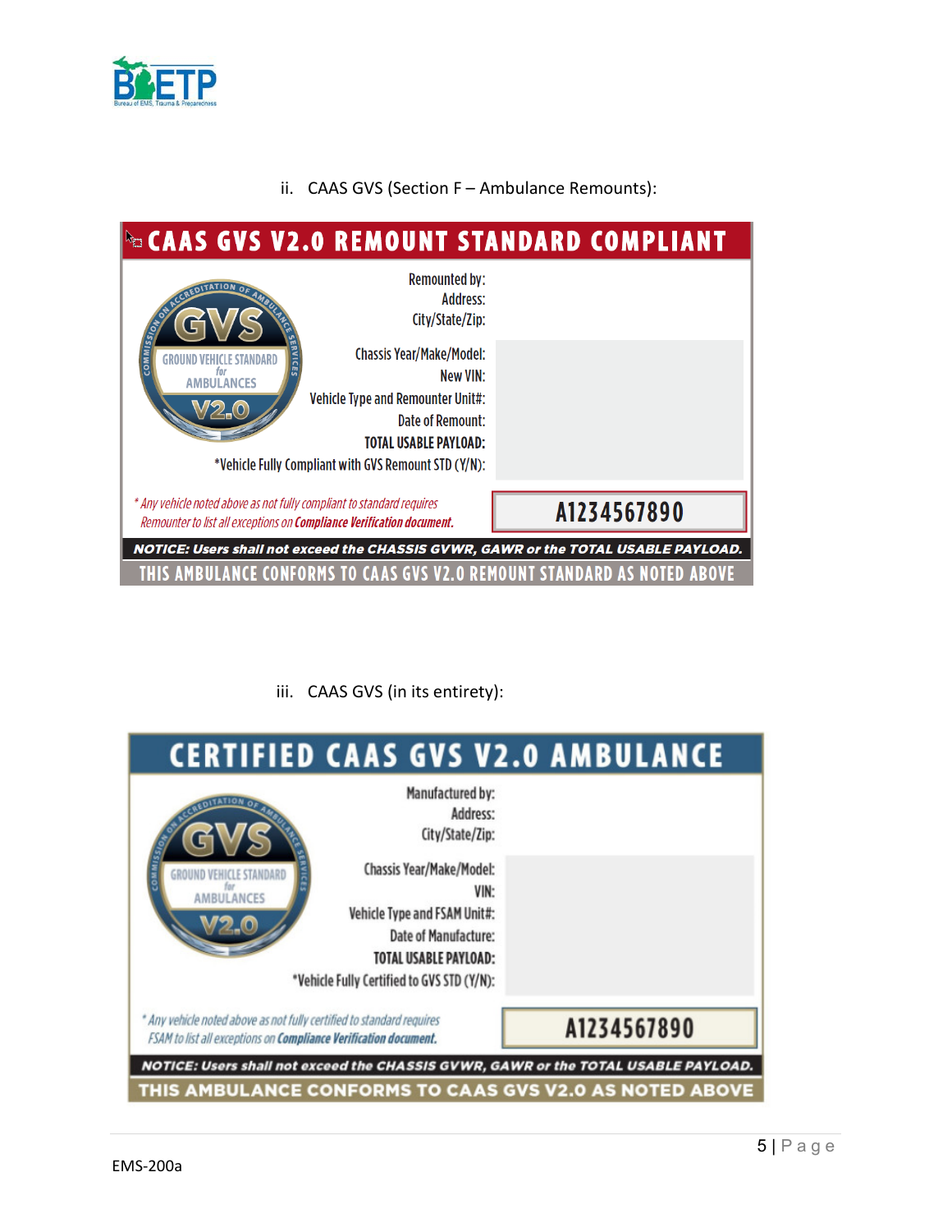ii. CAAS GVS (Section F – Ambulance Remounts):

**CAAS GVS V2.0 REMOUNT STANDARD COMPLIANT**

COMMISSION ON ACCREDITATION OF AMBULANCE SERVICES
GVS
GROUND VEHICLE STANDARD for AMBULANCES
V2.0

Remounted by:
Address:
City/State/Zip:

Chassis Year/Make/Model:
New VIN:
Vehicle Type and Remounter Unit#:
Date of Remount:
**TOTAL USABLE PAYLOAD:**
*Vehicle Fully Compliant with GVS Remount STD (Y/N):

*\* Any vehicle noted above as not fully compliant to standard requires Remounter to list all exceptions on* ***Compliance Verification document.***

**A1234567890**

***NOTICE: Users shall not exceed the CHASSIS GVWR, GAWR or the TOTAL USABLE PAYLOAD.***

**THIS AMBULANCE CONFORMS TO CAAS GVS V2.0 REMOUNT STANDARD AS NOTED ABOVE**

iii. CAAS GVS (in its entirety):

**CERTIFIED CAAS GVS V2.0 AMBULANCE**

COMMISSION ON ACCREDITATION OF AMBULANCE SERVICES
GVS
GROUND VEHICLE STANDARD for AMBULANCES
V2.0

Manufactured by:
Address:
City/State/Zip:

Chassis Year/Make/Model:
VIN:
Vehicle Type and FSAM Unit#:
Date of Manufacture:
**TOTAL USABLE PAYLOAD:**
*Vehicle Fully Certified to GVS STD (Y/N):

*\* Any vehicle noted above as not fully certified to standard requires FSAM to list all exceptions on* ***Compliance Verification document.***

**A1234567890**

***NOTICE: Users shall not exceed the CHASSIS GVWR, GAWR or the TOTAL USABLE PAYLOAD.***

**THIS AMBULANCE CONFORMS TO CAAS GVS V2.0 AS NOTED ABOVE**

EMS-200a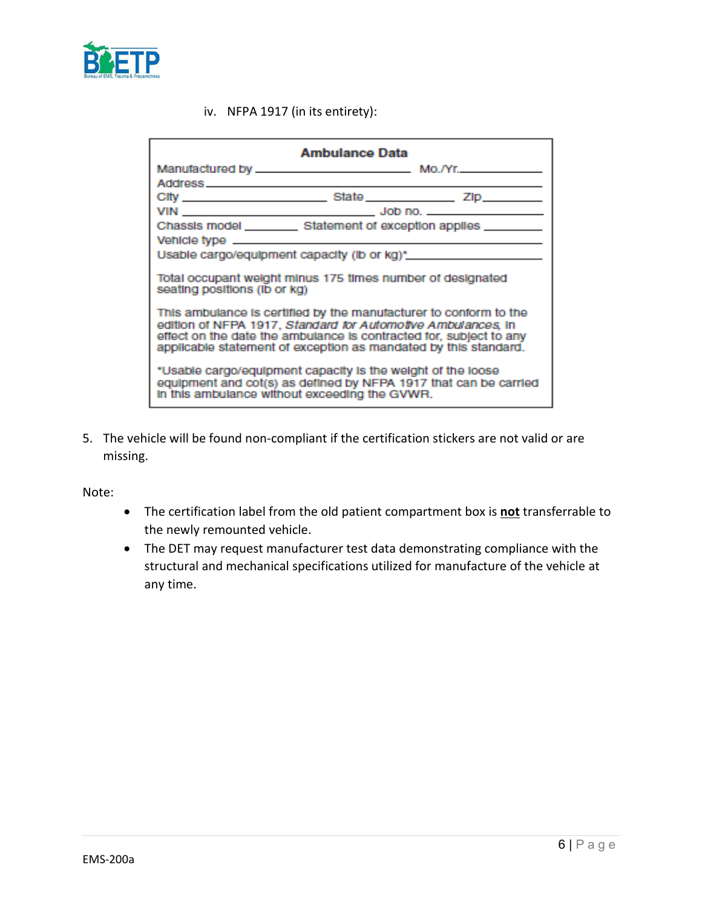iv. NFPA 1917 (in its entirety):

**Ambulance Data**

Manufactured by ____________________ Mo./Yr.__________

Address ____________________________________________

City ____________________ State ____________ Zip________

VIN ____________________________ Job no. ______________

Chassis model ________ Statement of exception applies ________

Vehicle type ______________________________________________

Usable cargo/equipment capacity (lb or kg)*______________________

Total occupant weight minus 175 times number of designated seating positions (lb or kg)

This ambulance is certified by the manufacturer to conform to the edition of NFPA 1917, *Standard for Automotive Ambulances*, in effect on the date the ambulance is contracted for, subject to any applicable statement of exception as mandated by this standard.

*Usable cargo/equipment capacity is the weight of the loose equipment and cot(s) as defined by NFPA 1917 that can be carried in this ambulance without exceeding the GVWR.

5. The vehicle will be found non-compliant if the certification stickers are not valid or are missing.

Note:

- The certification label from the old patient compartment box is **not** transferrable to the newly remounted vehicle.
- The DET may request manufacturer test data demonstrating compliance with the structural and mechanical specifications utilized for manufacture of the vehicle at any time.